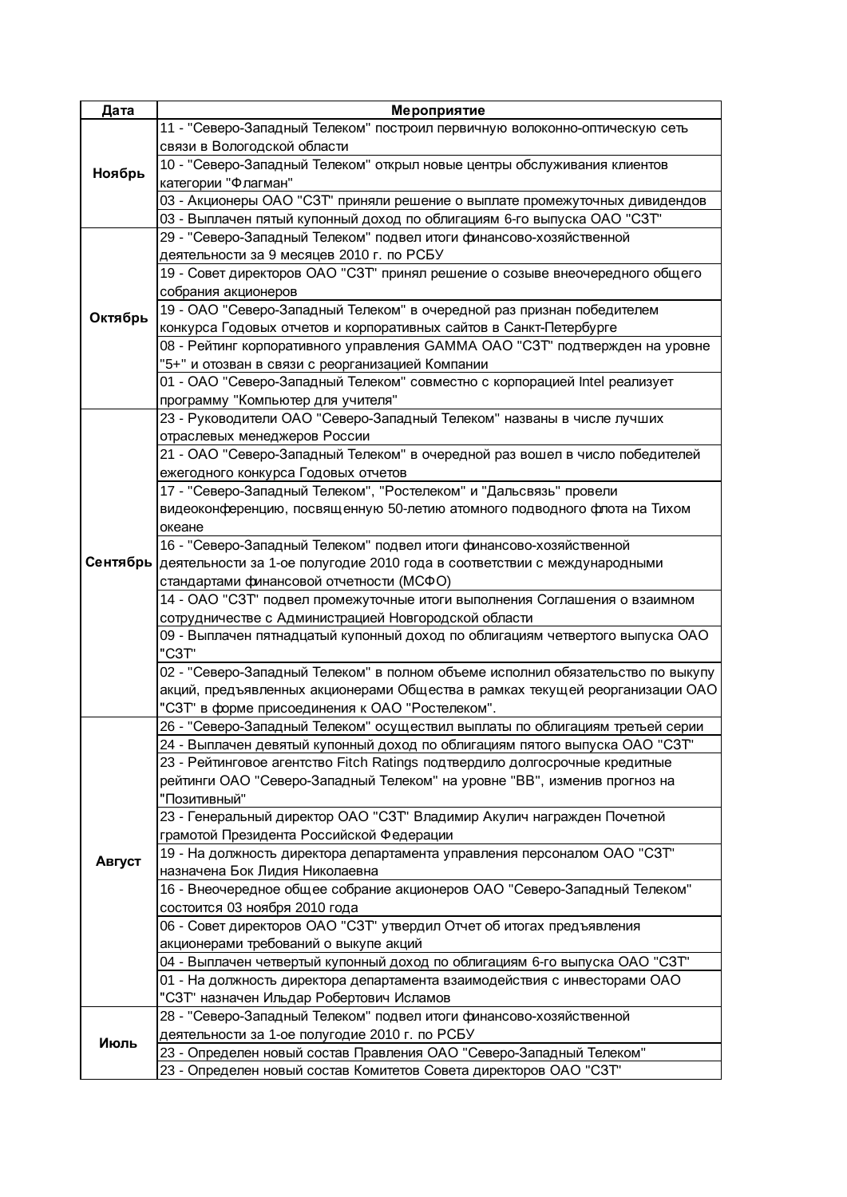| Дата | Мероприятие |
|---|---|
| **Ноябрь** | 11 - "Северо-Западный Телеком" построил первичную волоконно-оптическую сеть связи в Вологодской области |
| | 10 - "Северо-Западный Телеком" открыл новые центры обслуживания клиентов категории "Флагман" |
| | 03 - Акционеры ОАО "СЗТ" приняли решение о выплате промежуточных дивидендов |
| | 03 - Выплачен пятый купонный доход по облигациям 6-го выпуска ОАО "СЗТ" |
| **Октябрь** | 29 - "Северо-Западный Телеком" подвел итоги финансово-хозяйственной деятельности за 9 месяцев 2010 г. по РСБУ |
| | 19 - Совет директоров ОАО "СЗТ" принял решение о созыве внеочередного общего собрания акционеров |
| | 19 - ОАО "Северо-Западный Телеком" в очередной раз признан победителем конкурса Годовых отчетов и корпоративных сайтов в Санкт-Петербурге |
| | 08 - Рейтинг корпоративного управления GAMMA ОАО "СЗТ" подтвержден на уровне "5+" и отозван в связи с реорганизацией Компании |
| | 01 - ОАО "Северо-Западный Телеком" совместно с корпорацией Intel реализует программу "Компьютер для учителя" |
| **Сентябрь** | 23 - Руководители ОАО "Северо-Западный Телеком" названы в числе лучших отраслевых менеджеров России |
| | 21 - ОАО "Северо-Западный Телеком" в очередной раз вошел в число победителей ежегодного конкурса Годовых отчетов |
| | 17 - "Северо-Западный Телеком", "Ростелеком" и "Дальсвязь" провели видеоконференцию, посвященную 50-летию атомного подводного флота на Тихом океане |
| | 16 - "Северо-Западный Телеком" подвел итоги финансово-хозяйственной деятельности за 1-ое полугодие 2010 года в соответствии с международными стандартами финансовой отчетности (МСФО) |
| | 14 - ОАО "СЗТ" подвел промежуточные итоги выполнения Соглашения о взаимном сотрудничестве с Администрацией Новгородской области |
| | 09 - Выплачен пятнадцатый купонный доход по облигациям четвертого выпуска ОАО "СЗТ" |
| | 02 - "Северо-Западный Телеком" в полном объеме исполнил обязательство по выкупу акций, предъявленных акционерами Общества в рамках текущей реорганизации ОАО "СЗТ" в форме присоединения к ОАО "Ростелеком". |
| **Август** | 26 - "Северо-Западный Телеком" осуществил выплаты по облигациям третьей серии |
| | 24 - Выплачен девятый купонный доход по облигациям пятого выпуска ОАО "СЗТ" |
| | 23 - Рейтинговое агентство Fitch Ratings подтвердило долгосрочные кредитные рейтинги ОАО "Северо-Западный Телеком" на уровне "ВВ", изменив прогноз на "Позитивный" |
| | 23 - Генеральный директор ОАО "СЗТ" Владимир Акулич награжден Почетной грамотой Президента Российской Федерации |
| | 19 - На должность директора департамента управления персоналом ОАО "СЗТ" назначена Бок Лидия Николаевна |
| | 16 - Внеочередное общее собрание акционеров ОАО "Северо-Западный Телеком" состоится 03 ноября 2010 года |
| | 06 - Совет директоров ОАО "СЗТ" утвердил Отчет об итогах предъявления акционерами требований о выкупе акций |
| | 04 - Выплачен четвертый купонный доход по облигациям 6-го выпуска ОАО "СЗТ" |
| | 01 - На должность директора департамента взаимодействия с инвесторами ОАО "СЗТ" назначен Ильдар Робертович Исламов |
| **Июль** | 28 - "Северо-Западный Телеком" подвел итоги финансово-хозяйственной деятельности за 1-ое полугодие 2010 г. по РСБУ |
| | 23 - Определен новый состав Правления ОАО "Северо-Западный Телеком" |
| | 23 - Определен новый состав Комитетов Совета директоров ОАО "СЗТ" |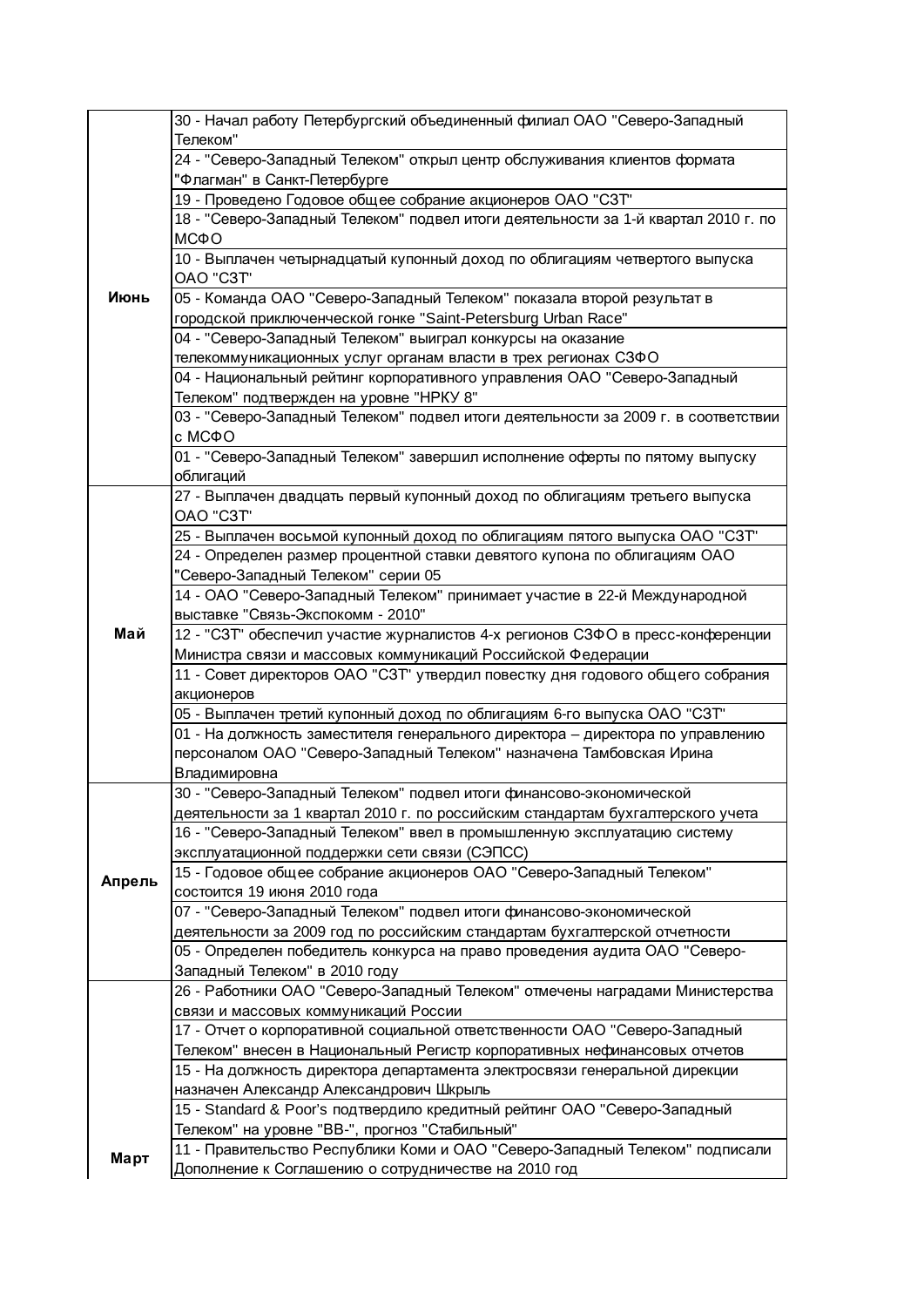| | |
|---|---|
| **Июнь** | 30 - Начал работу Петербургский объединенный филиал ОАО "Северо-Западный Телеком" |
| | 24 - "Северо-Западный Телеком" открыл центр обслуживания клиентов формата "Флагман" в Санкт-Петербурге |
| | 19 - Проведено Годовое общее собрание акционеров ОАО "СЗТ" |
| | 18 - "Северо-Западный Телеком" подвел итоги деятельности за 1-й квартал 2010 г. по МСФО |
| | 10 - Выплачен четырнадцатый купонный доход по облигациям четвертого выпуска ОАО "СЗТ" |
| | 05 - Команда ОАО "Северо-Западный Телеком" показала второй результат в городской приключенческой гонке "Saint-Petersburg Urban Race" |
| | 04 - "Северо-Западный Телеком" выиграл конкурсы на оказание телекоммуникационных услуг органам власти в трех регионах СЗФО |
| | 04 - Национальный рейтинг корпоративного управления ОАО "Северо-Западный Телеком" подтвержден на уровне "НРКУ 8" |
| | 03 - "Северо-Западный Телеком" подвел итоги деятельности за 2009 г. в соответствии с МСФО |
| | 01 - "Северо-Западный Телеком" завершил исполнение оферты по пятому выпуску облигаций |
| **Май** | 27 - Выплачен двадцать первый купонный доход по облигациям третьего выпуска ОАО "СЗТ" |
| | 25 - Выплачен восьмой купонный доход по облигациям пятого выпуска ОАО "СЗТ" |
| | 24 - Определен размер процентной ставки девятого купона по облигациям ОАО "Северо-Западный Телеком" серии 05 |
| | 14 - ОАО "Северо-Западный Телеком" принимает участие в 22-й Международной выставке "Связь-Экспокомм - 2010" |
| | 12 - "СЗТ" обеспечил участие журналистов 4-х регионов СЗФО в пресс-конференции Министра связи и массовых коммуникаций Российской Федерации |
| | 11 - Совет директоров ОАО "СЗТ" утвердил повестку дня годового общего собрания акционеров |
| | 05 - Выплачен третий купонный доход по облигациям 6-го выпуска ОАО "СЗТ" |
| | 01 - На должность заместителя генерального директора – директора по управлению персоналом ОАО "Северо-Западный Телеком" назначена Тамбовская Ирина Владимировна |
| **Апрель** | 30 - "Северо-Западный Телеком" подвел итоги финансово-экономической деятельности за 1 квартал 2010 г. по российским стандартам бухгалтерского учета |
| | 16 - "Северо-Западный Телеком" ввел в промышленную эксплуатацию систему эксплуатационной поддержки сети связи (СЭПСС) |
| | 15 - Годовое общее собрание акционеров ОАО "Северо-Западный Телеком" состоится 19 июня 2010 года |
| | 07 - "Северо-Западный Телеком" подвел итоги финансово-экономической деятельности за 2009 год по российским стандартам бухгалтерской отчетности |
| | 05 - Определен победитель конкурса на право проведения аудита ОАО "Северо-Западный Телеком" в 2010 году |
| **Март** | 26 - Работники ОАО "Северо-Западный Телеком" отмечены наградами Министерства связи и массовых коммуникаций России |
| | 17 - Отчет о корпоративной социальной ответственности ОАО "Северо-Западный Телеком" внесен в Национальный Регистр корпоративных нефинансовых отчетов |
| | 15 - На должность директора департамента электросвязи генеральной дирекции назначен Александр Александрович Шкрыль |
| | 15 - Standard & Poor's подтвердило кредитный рейтинг ОАО "Северо-Западный Телеком" на уровне "BB-", прогноз "Стабильный" |
| | 11 - Правительство Республики Коми и ОАО "Северо-Западный Телеком" подписали Дополнение к Соглашению о сотрудничестве на 2010 год |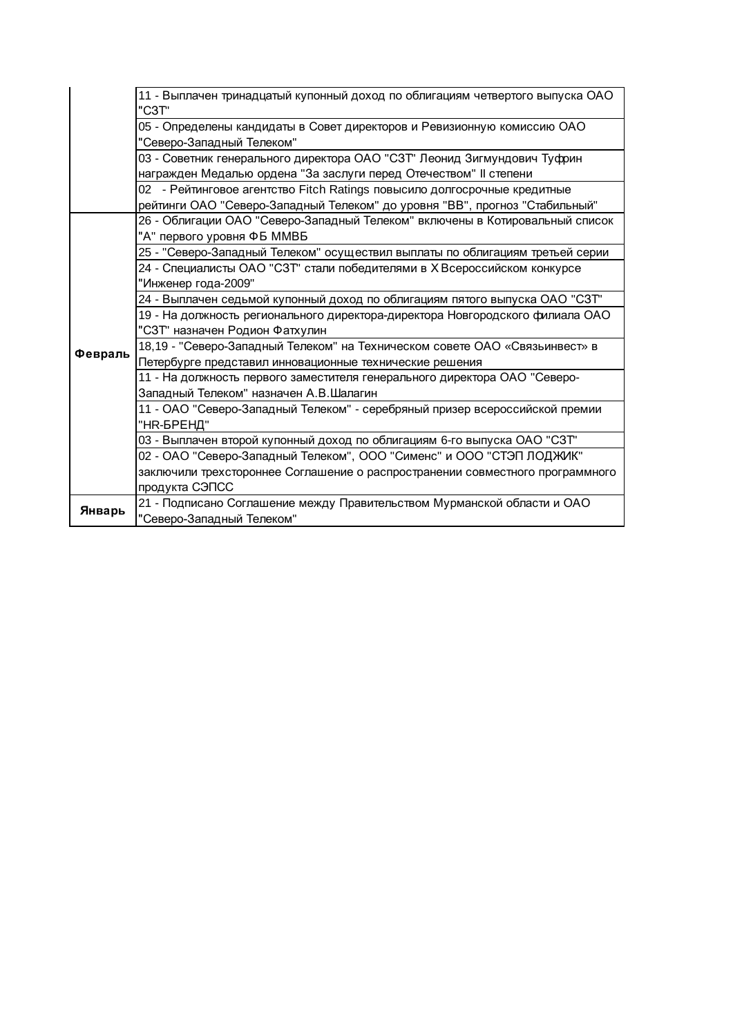| | |
|---|---|
| | 11 - Выплачен тринадцатый купонный доход по облигациям четвертого выпуска ОАО "СЗТ" |
| | 05 - Определены кандидаты в Совет директоров и Ревизионную комиссию ОАО "Северо-Западный Телеком" |
| | 03 - Советник генерального директора ОАО "СЗТ" Леонид Зигмундович Туфрин награжден Медалью ордена "За заслуги перед Отечеством" II степени |
| | 02 - Рейтинговое агентство Fitch Ratings повысило долгосрочные кредитные рейтинги ОАО "Северо-Западный Телеком" до уровня "ВВ", прогноз "Стабильный" |
| **Февраль** | 26 - Облигации ОАО "Северо-Западный Телеком" включены в Котировальный список "А" первого уровня ФБ ММВБ |
| | 25 - "Северо-Западный Телеком" осуществил выплаты по облигациям третьей серии |
| | 24 - Специалисты ОАО "СЗТ" стали победителями в X Всероссийском конкурсе "Инженер года-2009" |
| | 24 - Выплачен седьмой купонный доход по облигациям пятого выпуска ОАО "СЗТ" |
| | 19 - На должность регионального директора-директора Новгородского филиала ОАО "СЗТ" назначен Родион Фатхулин |
| | 18,19 - "Северо-Западный Телеком" на Техническом совете ОАО «Связьинвест» в Петербурге представил инновационные технические решения |
| | 11 - На должность первого заместителя генерального директора ОАО "Северо-Западный Телеком" назначен А.В.Шалагин |
| | 11 - ОАО "Северо-Западный Телеком" - серебряный призер всероссийской премии "HR-БРЕНД" |
| | 03 - Выплачен второй купонный доход по облигациям 6-го выпуска ОАО "СЗТ" |
| | 02 - ОАО "Северо-Западный Телеком", ООО "Сименс" и ООО "СТЭП ЛОДЖИК" заключили трехстороннее Соглашение о распространении совместного программного продукта СЭПСС |
| **Январь** | 21 - Подписано Соглашение между Правительством Мурманской области и ОАО "Северо-Западный Телеком" |